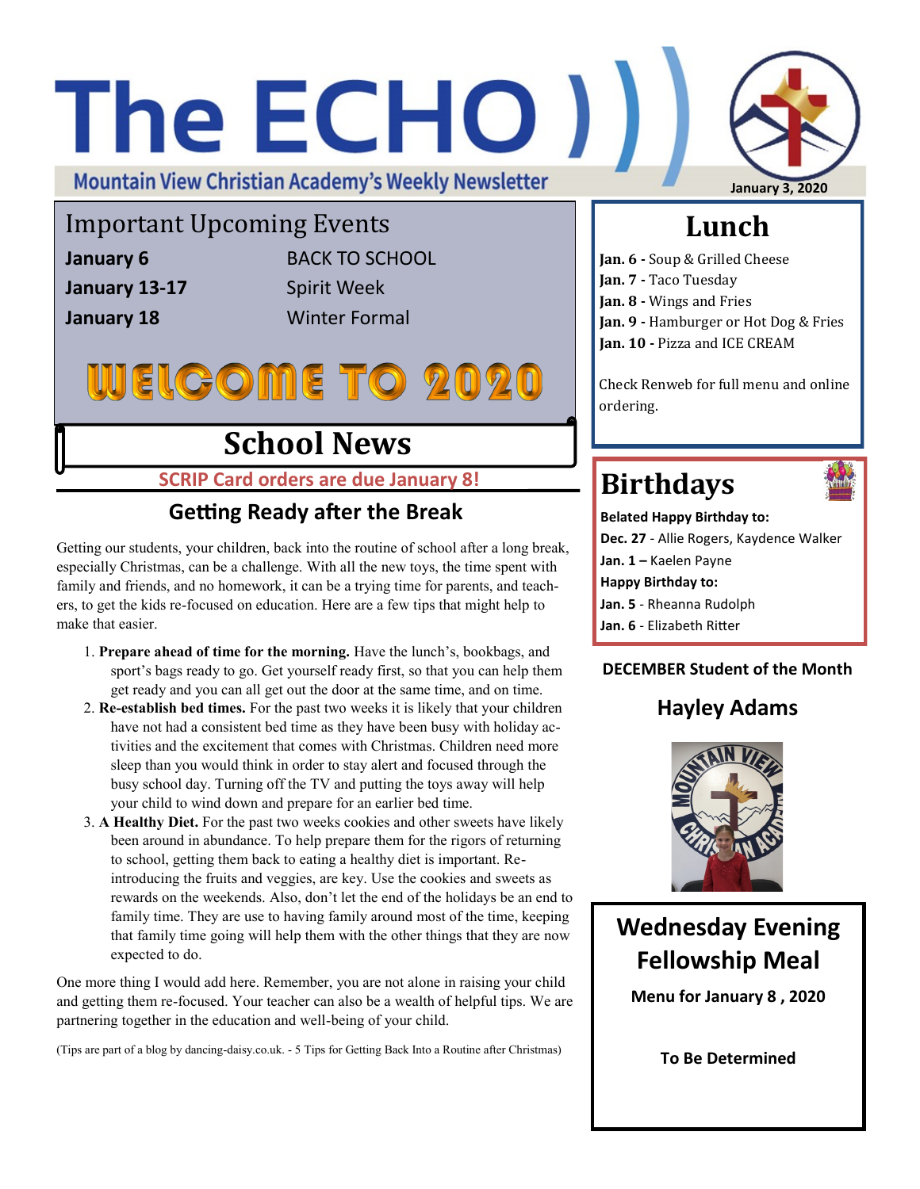# The ECHO

Mountain View Christian Academy's Weekly Newsletter

January 3, 2020

## Important Upcoming Events

| | |
|---|---|
| **January 6** | BACK TO SCHOOL |
| **January 13-17** | Spirit Week |
| **January 18** | Winter Formal |

# WELCOME TO 2020

# School News

**SCRIP Card orders are due January 8!**

## Getting Ready after the Break

Getting our students, your children, back into the routine of school after a long break, especially Christmas, can be a challenge. With all the new toys, the time spent with family and friends, and no homework, it can be a trying time for parents, and teachers, to get the kids re-focused on education. Here are a few tips that might help to make that easier.

1. **Prepare ahead of time for the morning.** Have the lunch's, bookbags, and sport's bags ready to go. Get yourself ready first, so that you can help them get ready and you can all get out the door at the same time, and on time.
2. **Re-establish bed times.** For the past two weeks it is likely that your children have not had a consistent bed time as they have been busy with holiday activities and the excitement that comes with Christmas. Children need more sleep than you would think in order to stay alert and focused through the busy school day. Turning off the TV and putting the toys away will help your child to wind down and prepare for an earlier bed time.
3. **A Healthy Diet.** For the past two weeks cookies and other sweets have likely been around in abundance. To help prepare them for the rigors of returning to school, getting them back to eating a healthy diet is important. Re-introducing the fruits and veggies, are key. Use the cookies and sweets as rewards on the weekends. Also, don't let the end of the holidays be an end to family time. They are use to having family around most of the time, keeping that family time going will help them with the other things that they are now expected to do.

One more thing I would add here. Remember, you are not alone in raising your child and getting them re-focused. Your teacher can also be a wealth of helpful tips. We are partnering together in the education and well-being of your child.

(Tips are part of a blog by dancing-daisy.co.uk. - 5 Tips for Getting Back Into a Routine after Christmas)

## Lunch

**Jan. 6 -** Soup & Grilled Cheese
**Jan. 7 -** Taco Tuesday
**Jan. 8 -** Wings and Fries
**Jan. 9 -** Hamburger or Hot Dog & Fries
**Jan. 10 -** Pizza and ICE CREAM

Check Renweb for full menu and online ordering.

## Birthdays

**Belated Happy Birthday to:**
**Dec. 27** - Allie Rogers, Kaydence Walker
**Jan. 1 –** Kaelen Payne
**Happy Birthday to:**
**Jan. 5** - Rheanna Rudolph
**Jan. 6** - Elizabeth Ritter

**DECEMBER Student of the Month**

### Hayley Adams

## Wednesday Evening Fellowship Meal

**Menu for January 8 , 2020**

**To Be Determined**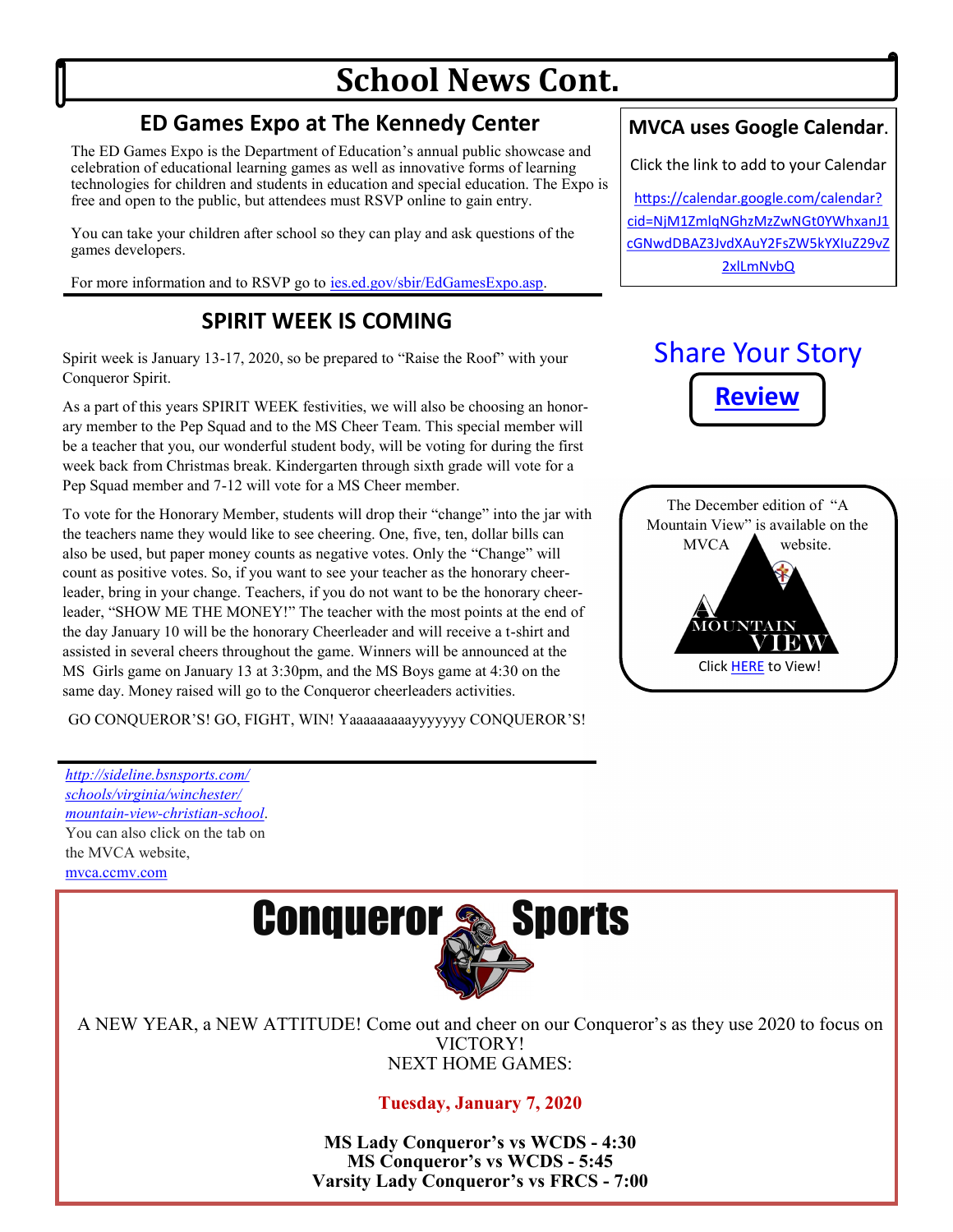# School News Cont.

## ED Games Expo at The Kennedy Center

The ED Games Expo is the Department of Education's annual public showcase and celebration of educational learning games as well as innovative forms of learning technologies for children and students in education and special education. The Expo is free and open to the public, but attendees must RSVP online to gain entry.

You can take your children after school so they can play and ask questions of the games developers.

For more information and to RSVP go to ies.ed.gov/sbir/EdGamesExpo.asp.

## SPIRIT WEEK IS COMING

Spirit week is January 13-17, 2020, so be prepared to "Raise the Roof" with your Conqueror Spirit.

As a part of this years SPIRIT WEEK festivities, we will also be choosing an honorary member to the Pep Squad and to the MS Cheer Team. This special member will be a teacher that you, our wonderful student body, will be voting for during the first week back from Christmas break. Kindergarten through sixth grade will vote for a Pep Squad member and 7-12 will vote for a MS Cheer member.

To vote for the Honorary Member, students will drop their "change" into the jar with the teachers name they would like to see cheering. One, five, ten, dollar bills can also be used, but paper money counts as negative votes. Only the "Change" will count as positive votes. So, if you want to see your teacher as the honorary cheerleader, bring in your change. Teachers, if you do not want to be the honorary cheerleader, "SHOW ME THE MONEY!" The teacher with the most points at the end of the day January 10 will be the honorary Cheerleader and will receive a t-shirt and assisted in several cheers throughout the game. Winners will be announced at the MS Girls game on January 13 at 3:30pm, and the MS Boys game at 4:30 on the same day. Money raised will go to the Conqueror cheerleaders activities.

GO CONQUEROR'S! GO, FIGHT, WIN! Yaaaaaaaaayyyyyyy CONQUEROR'S!

### MVCA uses Google Calendar.

Click the link to add to your Calendar

https://calendar.google.com/calendar?cid=NjM1ZmlqNGhzMzZwNGt0YWhxanJ1cGNwdDBAZ3JvdXAuY2FsZW5kYXIuZ29vZ2xlLmNvbQ

## Share Your Story

**Review**

The December edition of "A Mountain View" is available on the MVCA website.

A MOUNTAIN VIEW

Click HERE to View!

*http://sideline.bsnsports.com/schools/virginia/winchester/mountain-view-christian-school*. You can also click on the tab on the MVCA website, mvca.ccmv.com

# Conqueror Sports

A NEW YEAR, a NEW ATTITUDE! Come out and cheer on our Conqueror's as they use 2020 to focus on VICTORY!
NEXT HOME GAMES:

**Tuesday, January 7, 2020**

**MS Lady Conqueror's vs WCDS - 4:30**
**MS Conqueror's vs WCDS - 5:45**
**Varsity Lady Conqueror's vs FRCS - 7:00**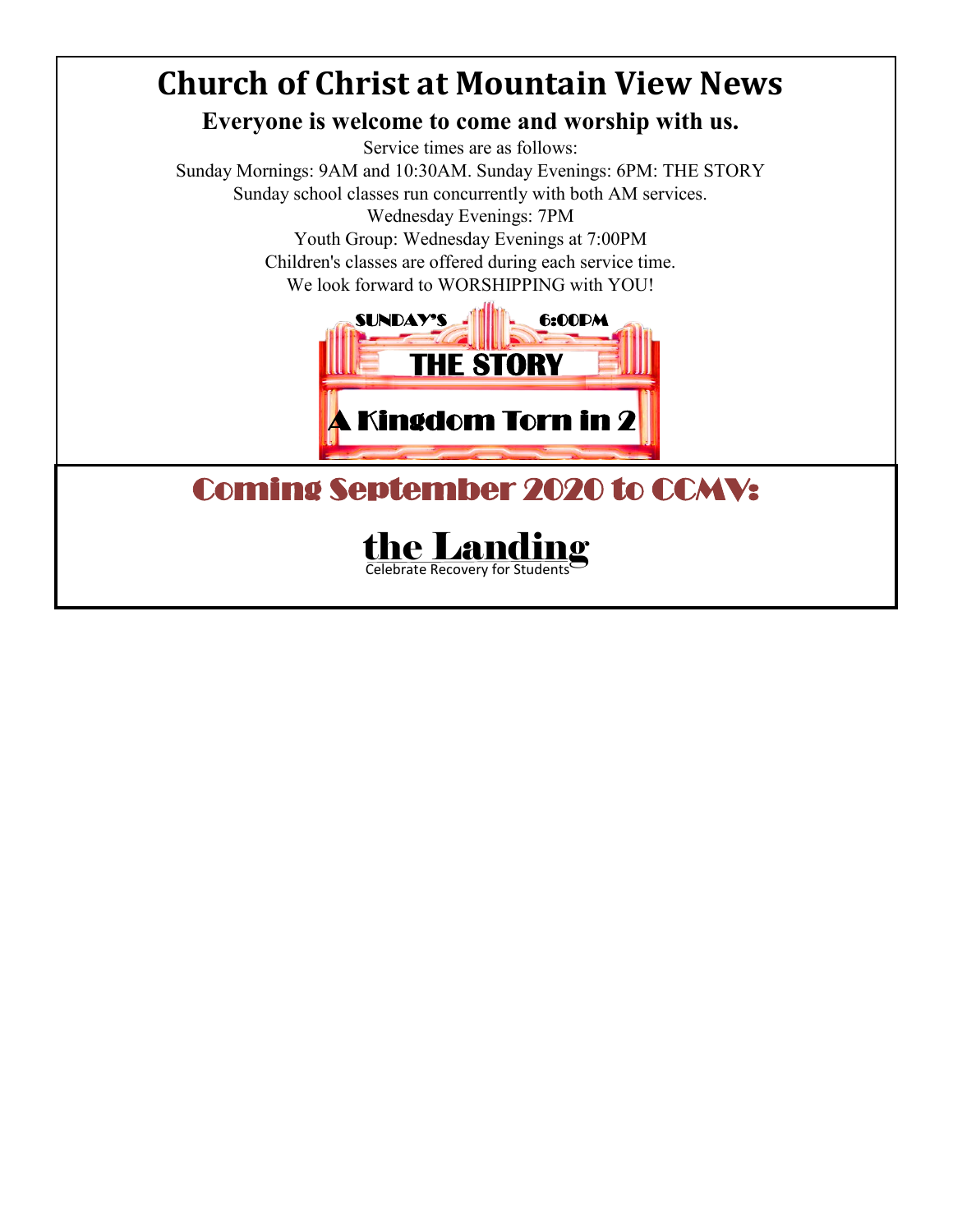# Church of Christ at Mountain View News

**Everyone is welcome to come and worship with us.**

Service times are as follows:

Sunday Mornings: 9AM and 10:30AM. Sunday Evenings: 6PM: THE STORY

Sunday school classes run concurrently with both AM services.

Wednesday Evenings: 7PM

Youth Group: Wednesday Evenings at 7:00PM

Children's classes are offered during each service time.

We look forward to WORSHIPPING with YOU!

SUNDAY'S 6:00PM

THE STORY

A Kingdom Torn in 2

## Coming September 2020 to CCMV:

**the Landing**

Celebrate Recovery for Students